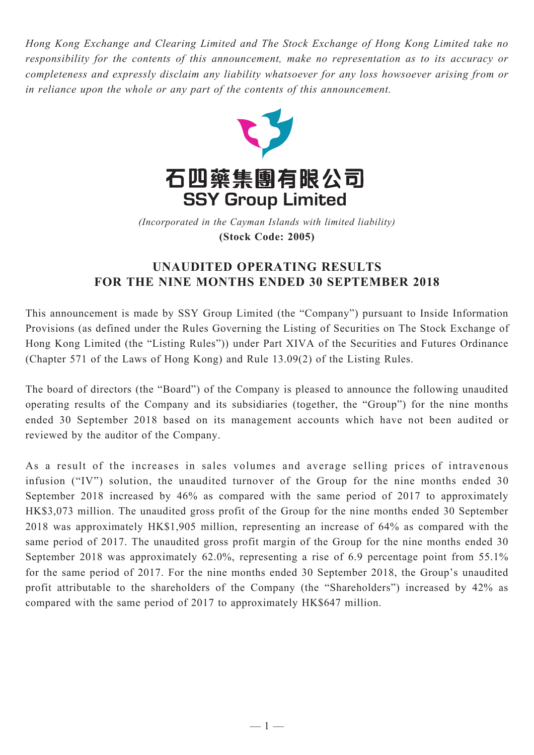*Hong Kong Exchange and Clearing Limited and The Stock Exchange of Hong Kong Limited take no responsibility for the contents of this announcement, make no representation as to its accuracy or completeness and expressly disclaim any liability whatsoever for any loss howsoever arising from or in reliance upon the whole or any part of the contents of this announcement.*

# 石四藥集團有限公司
# SSY Group Limited

*(Incorporated in the Cayman Islands with limited liability)*

**(Stock Code: 2005)**

## UNAUDITED OPERATING RESULTS FOR THE NINE MONTHS ENDED 30 SEPTEMBER 2018

This announcement is made by SSY Group Limited (the "Company") pursuant to Inside Information Provisions (as defined under the Rules Governing the Listing of Securities on The Stock Exchange of Hong Kong Limited (the "Listing Rules")) under Part XIVA of the Securities and Futures Ordinance (Chapter 571 of the Laws of Hong Kong) and Rule 13.09(2) of the Listing Rules.

The board of directors (the "Board") of the Company is pleased to announce the following unaudited operating results of the Company and its subsidiaries (together, the "Group") for the nine months ended 30 September 2018 based on its management accounts which have not been audited or reviewed by the auditor of the Company.

As a result of the increases in sales volumes and average selling prices of intravenous infusion ("IV") solution, the unaudited turnover of the Group for the nine months ended 30 September 2018 increased by 46% as compared with the same period of 2017 to approximately HK$3,073 million. The unaudited gross profit of the Group for the nine months ended 30 September 2018 was approximately HK$1,905 million, representing an increase of 64% as compared with the same period of 2017. The unaudited gross profit margin of the Group for the nine months ended 30 September 2018 was approximately 62.0%, representing a rise of 6.9 percentage point from 55.1% for the same period of 2017. For the nine months ended 30 September 2018, the Group's unaudited profit attributable to the shareholders of the Company (the "Shareholders") increased by 42% as compared with the same period of 2017 to approximately HK$647 million.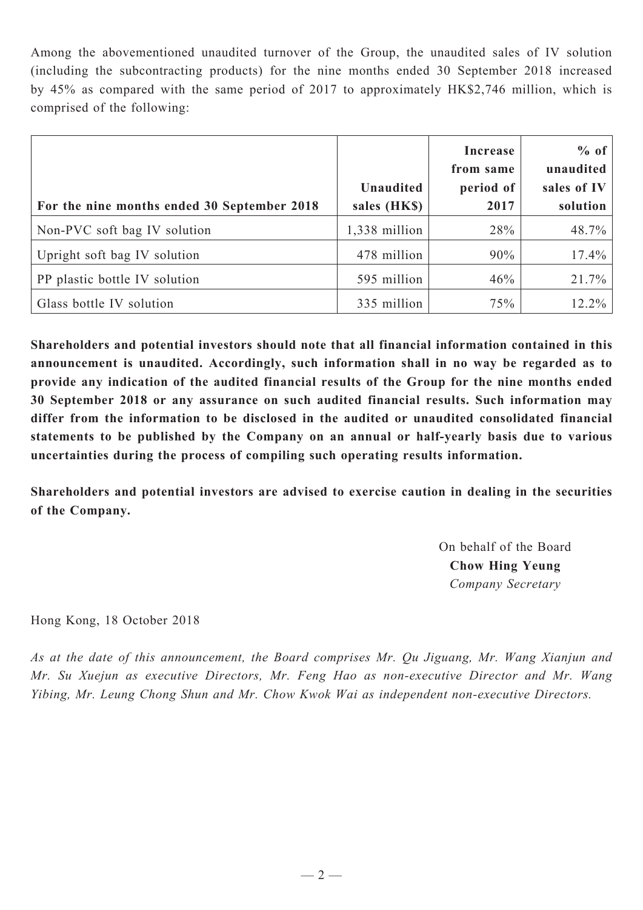Among the abovementioned unaudited turnover of the Group, the unaudited sales of IV solution (including the subcontracting products) for the nine months ended 30 September 2018 increased by 45% as compared with the same period of 2017 to approximately HK$2,746 million, which is comprised of the following:

| For the nine months ended 30 September 2018 | Unaudited sales (HK$) | Increase from same period of 2017 | % of unaudited sales of IV solution |
|---|---|---|---|
| Non-PVC soft bag IV solution | 1,338 million | 28% | 48.7% |
| Upright soft bag IV solution | 478 million | 90% | 17.4% |
| PP plastic bottle IV solution | 595 million | 46% | 21.7% |
| Glass bottle IV solution | 335 million | 75% | 12.2% |

**Shareholders and potential investors should note that all financial information contained in this announcement is unaudited. Accordingly, such information shall in no way be regarded as to provide any indication of the audited financial results of the Group for the nine months ended 30 September 2018 or any assurance on such audited financial results. Such information may differ from the information to be disclosed in the audited or unaudited consolidated financial statements to be published by the Company on an annual or half-yearly basis due to various uncertainties during the process of compiling such operating results information.**

**Shareholders and potential investors are advised to exercise caution in dealing in the securities of the Company.**

On behalf of the Board
**Chow Hing Yeung**
*Company Secretary*

Hong Kong, 18 October 2018

*As at the date of this announcement, the Board comprises Mr. Qu Jiguang, Mr. Wang Xianjun and Mr. Su Xuejun as executive Directors, Mr. Feng Hao as non-executive Director and Mr. Wang Yibing, Mr. Leung Chong Shun and Mr. Chow Kwok Wai as independent non-executive Directors.*